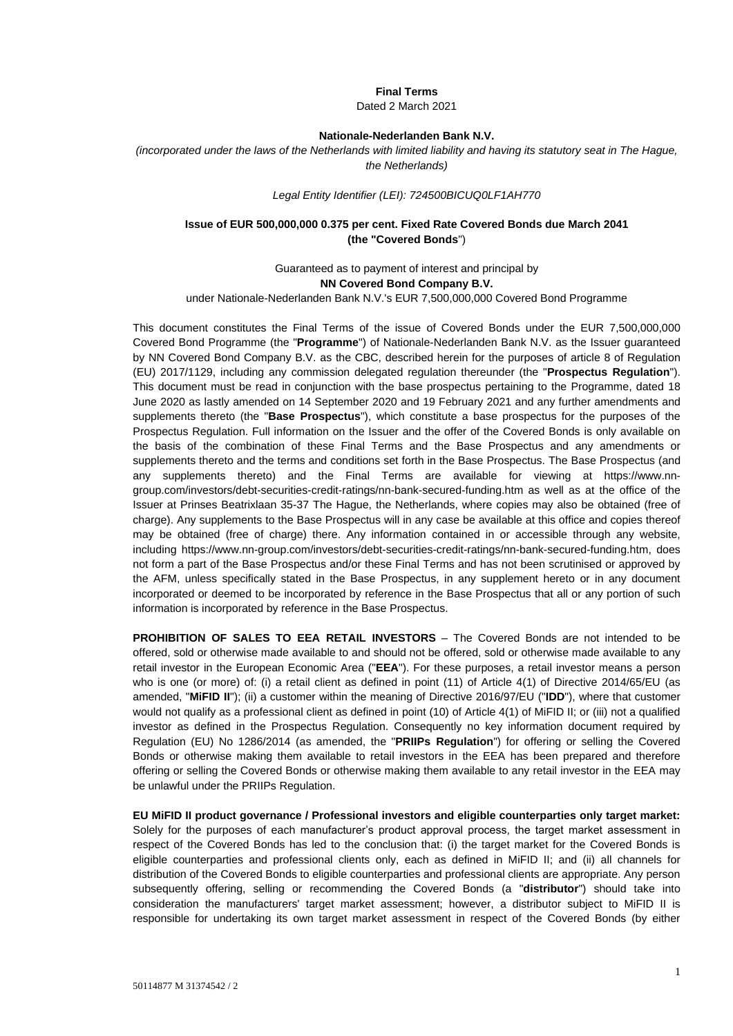**Final Terms**

Dated 2 March 2021

**Nationale-Nederlanden Bank N.V.**

*(incorporated under the laws of the Netherlands with limited liability and having its statutory seat in The Hague, the Netherlands)*

*Legal Entity Identifier (LEI): 724500BICUQ0LF1AH770*

**Issue of EUR 500,000,000 0.375 per cent. Fixed Rate Covered Bonds due March 2041 (the "Covered Bonds")**

Guaranteed as to payment of interest and principal by

**NN Covered Bond Company B.V.**

under Nationale-Nederlanden Bank N.V.'s EUR 7,500,000,000 Covered Bond Programme

This document constitutes the Final Terms of the issue of Covered Bonds under the EUR 7,500,000,000 Covered Bond Programme (the "**Programme**") of Nationale-Nederlanden Bank N.V. as the Issuer guaranteed by NN Covered Bond Company B.V. as the CBC, described herein for the purposes of article 8 of Regulation (EU) 2017/1129, including any commission delegated regulation thereunder (the "**Prospectus Regulation**"). This document must be read in conjunction with the base prospectus pertaining to the Programme, dated 18 June 2020 as lastly amended on 14 September 2020 and 19 February 2021 and any further amendments and supplements thereto (the "**Base Prospectus**"), which constitute a base prospectus for the purposes of the Prospectus Regulation. Full information on the Issuer and the offer of the Covered Bonds is only available on the basis of the combination of these Final Terms and the Base Prospectus and any amendments or supplements thereto and the terms and conditions set forth in the Base Prospectus. The Base Prospectus (and any supplements thereto) and the Final Terms are available for viewing at https://www.nn-group.com/investors/debt-securities-credit-ratings/nn-bank-secured-funding.htm as well as at the office of the Issuer at Prinses Beatrixlaan 35-37 The Hague, the Netherlands, where copies may also be obtained (free of charge). Any supplements to the Base Prospectus will in any case be available at this office and copies thereof may be obtained (free of charge) there. Any information contained in or accessible through any website, including https://www.nn-group.com/investors/debt-securities-credit-ratings/nn-bank-secured-funding.htm, does not form a part of the Base Prospectus and/or these Final Terms and has not been scrutinised or approved by the AFM, unless specifically stated in the Base Prospectus, in any supplement hereto or in any document incorporated or deemed to be incorporated by reference in the Base Prospectus that all or any portion of such information is incorporated by reference in the Base Prospectus.

**PROHIBITION OF SALES TO EEA RETAIL INVESTORS** – The Covered Bonds are not intended to be offered, sold or otherwise made available to and should not be offered, sold or otherwise made available to any retail investor in the European Economic Area ("**EEA**"). For these purposes, a retail investor means a person who is one (or more) of: (i) a retail client as defined in point (11) of Article 4(1) of Directive 2014/65/EU (as amended, "**MiFID II**"); (ii) a customer within the meaning of Directive 2016/97/EU ("**IDD**"), where that customer would not qualify as a professional client as defined in point (10) of Article 4(1) of MiFID II; or (iii) not a qualified investor as defined in the Prospectus Regulation. Consequently no key information document required by Regulation (EU) No 1286/2014 (as amended, the "**PRIIPs Regulation**") for offering or selling the Covered Bonds or otherwise making them available to retail investors in the EEA has been prepared and therefore offering or selling the Covered Bonds or otherwise making them available to any retail investor in the EEA may be unlawful under the PRIIPs Regulation.

**EU MiFID II product governance / Professional investors and eligible counterparties only target market:** Solely for the purposes of each manufacturer's product approval process, the target market assessment in respect of the Covered Bonds has led to the conclusion that: (i) the target market for the Covered Bonds is eligible counterparties and professional clients only, each as defined in MiFID II; and (ii) all channels for distribution of the Covered Bonds to eligible counterparties and professional clients are appropriate. Any person subsequently offering, selling or recommending the Covered Bonds (a "**distributor**") should take into consideration the manufacturers' target market assessment; however, a distributor subject to MiFID II is responsible for undertaking its own target market assessment in respect of the Covered Bonds (by either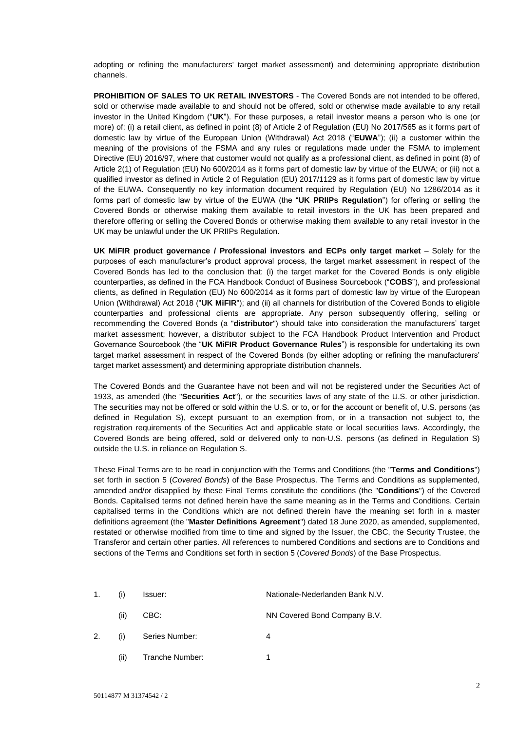adopting or refining the manufacturers' target market assessment) and determining appropriate distribution channels.

**PROHIBITION OF SALES TO UK RETAIL INVESTORS** - The Covered Bonds are not intended to be offered, sold or otherwise made available to and should not be offered, sold or otherwise made available to any retail investor in the United Kingdom ("**UK**"). For these purposes, a retail investor means a person who is one (or more) of: (i) a retail client, as defined in point (8) of Article 2 of Regulation (EU) No 2017/565 as it forms part of domestic law by virtue of the European Union (Withdrawal) Act 2018 ("**EUWA**"); (ii) a customer within the meaning of the provisions of the FSMA and any rules or regulations made under the FSMA to implement Directive (EU) 2016/97, where that customer would not qualify as a professional client, as defined in point (8) of Article 2(1) of Regulation (EU) No 600/2014 as it forms part of domestic law by virtue of the EUWA; or (iii) not a qualified investor as defined in Article 2 of Regulation (EU) 2017/1129 as it forms part of domestic law by virtue of the EUWA. Consequently no key information document required by Regulation (EU) No 1286/2014 as it forms part of domestic law by virtue of the EUWA (the "**UK PRIIPs Regulation**") for offering or selling the Covered Bonds or otherwise making them available to retail investors in the UK has been prepared and therefore offering or selling the Covered Bonds or otherwise making them available to any retail investor in the UK may be unlawful under the UK PRIIPs Regulation.

**UK MiFIR product governance / Professional investors and ECPs only target market** – Solely for the purposes of each manufacturer's product approval process, the target market assessment in respect of the Covered Bonds has led to the conclusion that: (i) the target market for the Covered Bonds is only eligible counterparties, as defined in the FCA Handbook Conduct of Business Sourcebook ("**COBS**"), and professional clients, as defined in Regulation (EU) No 600/2014 as it forms part of domestic law by virtue of the European Union (Withdrawal) Act 2018 ("**UK MiFIR**"); and (ii) all channels for distribution of the Covered Bonds to eligible counterparties and professional clients are appropriate. Any person subsequently offering, selling or recommending the Covered Bonds (a "**distributor**") should take into consideration the manufacturers' target market assessment; however, a distributor subject to the FCA Handbook Product Intervention and Product Governance Sourcebook (the "**UK MiFIR Product Governance Rules**") is responsible for undertaking its own target market assessment in respect of the Covered Bonds (by either adopting or refining the manufacturers' target market assessment) and determining appropriate distribution channels.

The Covered Bonds and the Guarantee have not been and will not be registered under the Securities Act of 1933, as amended (the "**Securities Act**"), or the securities laws of any state of the U.S. or other jurisdiction. The securities may not be offered or sold within the U.S. or to, or for the account or benefit of, U.S. persons (as defined in Regulation S), except pursuant to an exemption from, or in a transaction not subject to, the registration requirements of the Securities Act and applicable state or local securities laws. Accordingly, the Covered Bonds are being offered, sold or delivered only to non-U.S. persons (as defined in Regulation S) outside the U.S. in reliance on Regulation S.

These Final Terms are to be read in conjunction with the Terms and Conditions (the "**Terms and Conditions**") set forth in section 5 (*Covered Bonds*) of the Base Prospectus. The Terms and Conditions as supplemented, amended and/or disapplied by these Final Terms constitute the conditions (the "**Conditions**") of the Covered Bonds. Capitalised terms not defined herein have the same meaning as in the Terms and Conditions. Certain capitalised terms in the Conditions which are not defined therein have the meaning set forth in a master definitions agreement (the "**Master Definitions Agreement**") dated 18 June 2020, as amended, supplemented, restated or otherwise modified from time to time and signed by the Issuer, the CBC, the Security Trustee, the Transferor and certain other parties. All references to numbered Conditions and sections are to Conditions and sections of the Terms and Conditions set forth in section 5 (*Covered Bonds*) of the Base Prospectus.

| | | | |
|---|---|---|---|
| 1. | (i) | Issuer: | Nationale-Nederlanden Bank N.V. |
| | (ii) | CBC: | NN Covered Bond Company B.V. |
| 2. | (i) | Series Number: | 4 |
| | (ii) | Tranche Number: | 1 |

50114877 M 31374542 / 2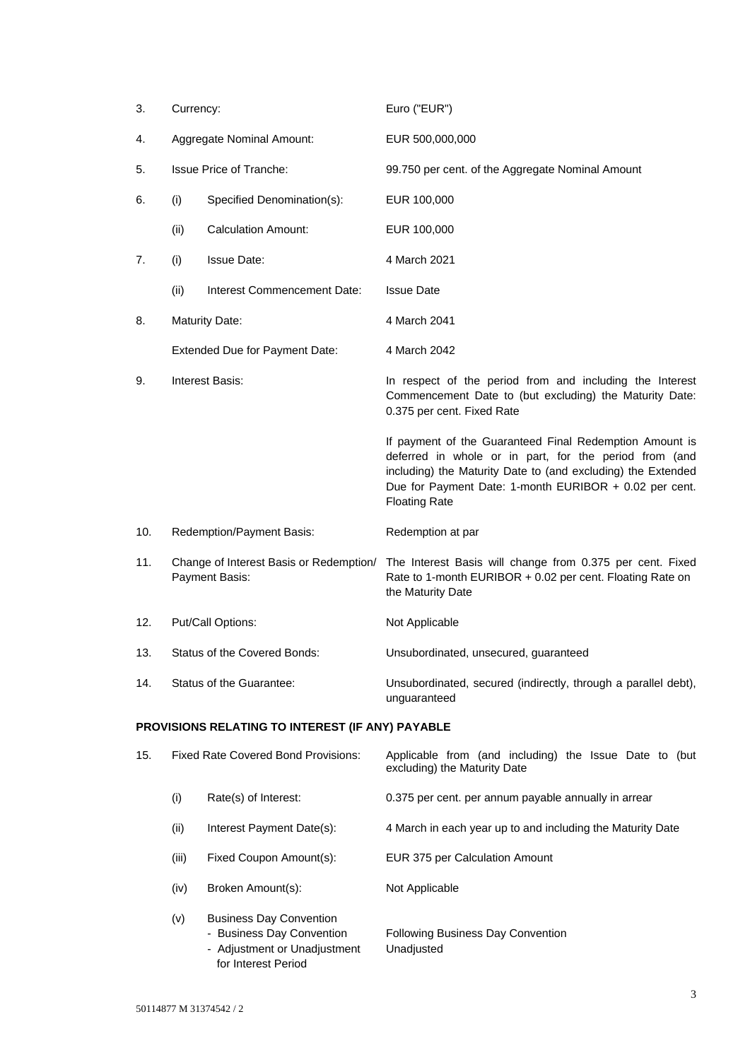| | | | |
|---|---|---|---|
| 3. | Currency: | | Euro ("EUR") |
| 4. | Aggregate Nominal Amount: | | EUR 500,000,000 |
| 5. | Issue Price of Tranche: | | 99.750 per cent. of the Aggregate Nominal Amount |
| 6. | (i) | Specified Denomination(s): | EUR 100,000 |
| | (ii) | Calculation Amount: | EUR 100,000 |
| 7. | (i) | Issue Date: | 4 March 2021 |
| | (ii) | Interest Commencement Date: | Issue Date |
| 8. | Maturity Date: | | 4 March 2041 |
| | Extended Due for Payment Date: | | 4 March 2042 |
| 9. | Interest Basis: | | In respect of the period from and including the Interest Commencement Date to (but excluding) the Maturity Date: 0.375 per cent. Fixed Rate<br><br>If payment of the Guaranteed Final Redemption Amount is deferred in whole or in part, for the period from (and including) the Maturity Date to (and excluding) the Extended Due for Payment Date: 1-month EURIBOR + 0.02 per cent. Floating Rate |
| 10. | Redemption/Payment Basis: | | Redemption at par |
| 11. | Change of Interest Basis or Redemption/ Payment Basis: | | The Interest Basis will change from 0.375 per cent. Fixed Rate to 1-month EURIBOR + 0.02 per cent. Floating Rate on the Maturity Date |
| 12. | Put/Call Options: | | Not Applicable |
| 13. | Status of the Covered Bonds: | | Unsubordinated, unsecured, guaranteed |
| 14. | Status of the Guarantee: | | Unsubordinated, secured (indirectly, through a parallel debt), unguaranteed |

**PROVISIONS RELATING TO INTEREST (IF ANY) PAYABLE**

| | | | |
|---|---|---|---|
| 15. | Fixed Rate Covered Bond Provisions: | | Applicable from (and including) the Issue Date to (but excluding) the Maturity Date |
| | (i) | Rate(s) of Interest: | 0.375 per cent. per annum payable annually in arrear |
| | (ii) | Interest Payment Date(s): | 4 March in each year up to and including the Maturity Date |
| | (iii) | Fixed Coupon Amount(s): | EUR 375 per Calculation Amount |
| | (iv) | Broken Amount(s): | Not Applicable |
| | (v) | Business Day Convention<br>- Business Day Convention<br>- Adjustment or Unadjustment for Interest Period | <br>Following Business Day Convention<br>Unadjusted |

50114877 M 31374542 / 2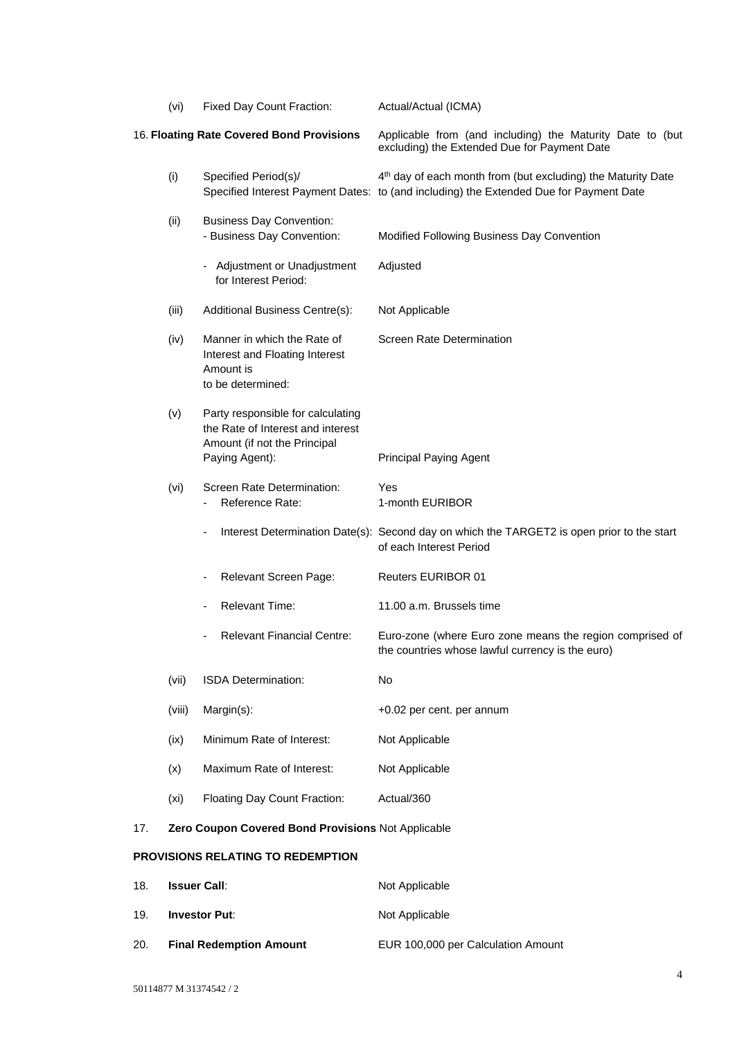| | | |
|---|---|---|
| (vi) | Fixed Day Count Fraction: | Actual/Actual (ICMA) |
| 16. | **Floating Rate Covered Bond Provisions** | Applicable from (and including) the Maturity Date to (but excluding) the Extended Due for Payment Date |
| (i) | Specified Period(s)/ Specified Interest Payment Dates: | 4th day of each month from (but excluding) the Maturity Date to (and including) the Extended Due for Payment Date |
| (ii) | Business Day Convention: - Business Day Convention: | Modified Following Business Day Convention |
| | - Adjustment or Unadjustment for Interest Period: | Adjusted |
| (iii) | Additional Business Centre(s): | Not Applicable |
| (iv) | Manner in which the Rate of Interest and Floating Interest Amount is to be determined: | Screen Rate Determination |
| (v) | Party responsible for calculating the Rate of Interest and interest Amount (if not the Principal Paying Agent): | Principal Paying Agent |
| (vi) | Screen Rate Determination: | Yes |
| | - Reference Rate: | 1-month EURIBOR |
| | - Interest Determination Date(s): | Second day on which the TARGET2 is open prior to the start of each Interest Period |
| | - Relevant Screen Page: | Reuters EURIBOR 01 |
| | - Relevant Time: | 11.00 a.m. Brussels time |
| | - Relevant Financial Centre: | Euro-zone (where Euro zone means the region comprised of the countries whose lawful currency is the euro) |
| (vii) | ISDA Determination: | No |
| (viii) | Margin(s): | +0.02 per cent. per annum |
| (ix) | Minimum Rate of Interest: | Not Applicable |
| (x) | Maximum Rate of Interest: | Not Applicable |
| (xi) | Floating Day Count Fraction: | Actual/360 |
| 17. | **Zero Coupon Covered Bond Provisions** | Not Applicable |

**PROVISIONS RELATING TO REDEMPTION**

| | | |
|---|---|---|
| 18. | **Issuer Call**: | Not Applicable |
| 19. | **Investor Put**: | Not Applicable |
| 20. | **Final Redemption Amount** | EUR 100,000 per Calculation Amount |

50114877 M 31374542 / 2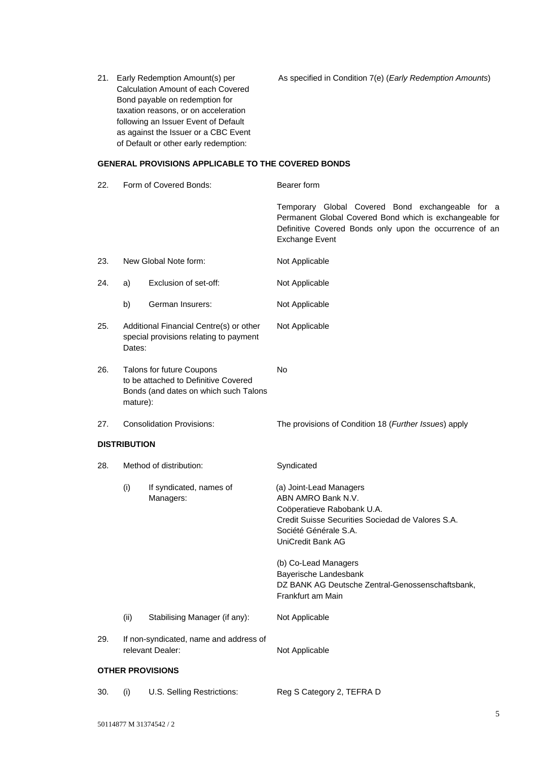| | | |
|---|---|---|
| 21. | Early Redemption Amount(s) per Calculation Amount of each Covered Bond payable on redemption for taxation reasons, or on acceleration following an Issuer Event of Default as against the Issuer or a CBC Event of Default or other early redemption: | As specified in Condition 7(e) (*Early Redemption Amounts*) |

**GENERAL PROVISIONS APPLICABLE TO THE COVERED BONDS**

| | | |
|---|---|---|
| 22. | Form of Covered Bonds: | Bearer form<br><br>Temporary Global Covered Bond exchangeable for a Permanent Global Covered Bond which is exchangeable for Definitive Covered Bonds only upon the occurrence of an Exchange Event |
| 23. | New Global Note form: | Not Applicable |
| 24. | a) Exclusion of set-off: | Not Applicable |
| | b) German Insurers: | Not Applicable |
| 25. | Additional Financial Centre(s) or other special provisions relating to payment Dates: | Not Applicable |
| 26. | Talons for future Coupons to be attached to Definitive Covered Bonds (and dates on which such Talons mature): | No |
| 27. | Consolidation Provisions: | The provisions of Condition 18 (*Further Issues*) apply |

**DISTRIBUTION**

| | | |
|---|---|---|
| 28. | Method of distribution: | Syndicated |
| | (i) If syndicated, names of Managers: | (a) Joint-Lead Managers<br>ABN AMRO Bank N.V.<br>Coöperatieve Rabobank U.A.<br>Credit Suisse Securities Sociedad de Valores S.A.<br>Société Générale S.A.<br>UniCredit Bank AG<br><br>(b) Co-Lead Managers<br>Bayerische Landesbank<br>DZ BANK AG Deutsche Zentral-Genossenschaftsbank, Frankfurt am Main |
| | (ii) Stabilising Manager (if any): | Not Applicable |
| 29. | If non-syndicated, name and address of relevant Dealer: | Not Applicable |

**OTHER PROVISIONS**

| | | |
|---|---|---|
| 30. | (i) U.S. Selling Restrictions: | Reg S Category 2, TEFRA D |

50114877 M 31374542 / 2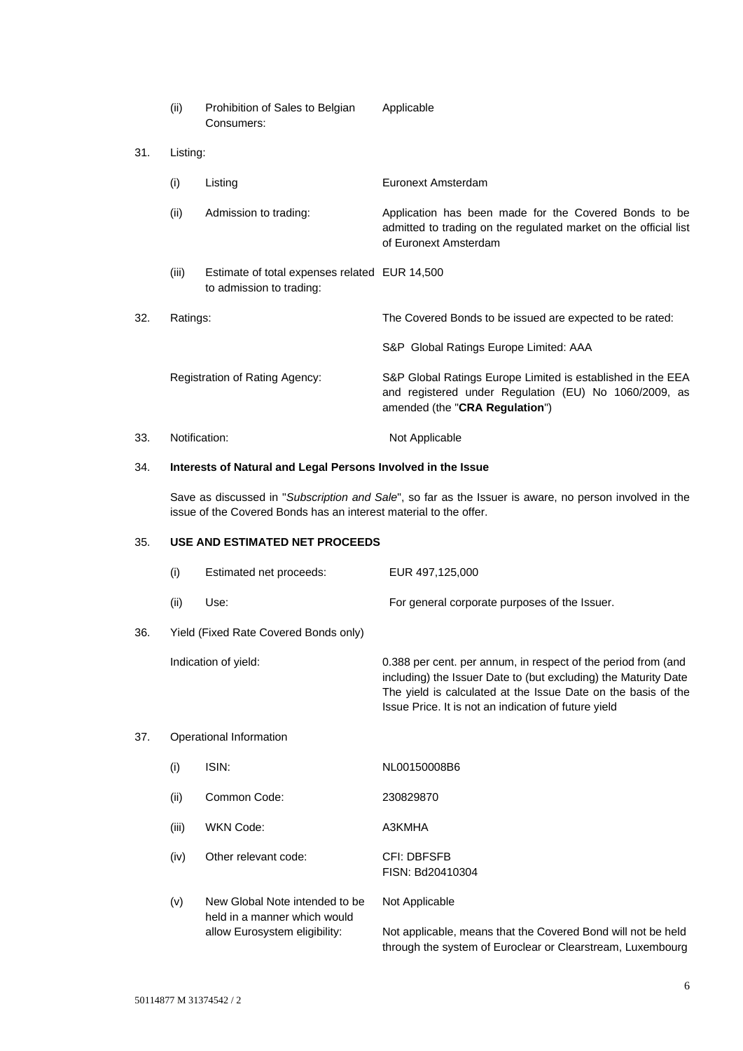| | | |
|---|---|---|
| (ii) | Prohibition of Sales to Belgian Consumers: | Applicable |

31. Listing:

| | | |
|---|---|---|
| (i) | Listing | Euronext Amsterdam |
| (ii) | Admission to trading: | Application has been made for the Covered Bonds to be admitted to trading on the regulated market on the official list of Euronext Amsterdam |
| (iii) | Estimate of total expenses related to admission to trading: | EUR 14,500 |

32. Ratings: The Covered Bonds to be issued are expected to be rated:

S&P Global Ratings Europe Limited: AAA

Registration of Rating Agency: S&P Global Ratings Europe Limited is established in the EEA and registered under Regulation (EU) No 1060/2009, as amended (the "**CRA Regulation**")

33. Notification: Not Applicable

34. **Interests of Natural and Legal Persons Involved in the Issue**

Save as discussed in "*Subscription and Sale*", so far as the Issuer is aware, no person involved in the issue of the Covered Bonds has an interest material to the offer.

35. **USE AND ESTIMATED NET PROCEEDS**

| | | |
|---|---|---|
| (i) | Estimated net proceeds: | EUR 497,125,000 |
| (ii) | Use: | For general corporate purposes of the Issuer. |

36. Yield (Fixed Rate Covered Bonds only)

Indication of yield: 0.388 per cent. per annum, in respect of the period from (and including) the Issuer Date to (but excluding) the Maturity Date The yield is calculated at the Issue Date on the basis of the Issue Price. It is not an indication of future yield

37. Operational Information

| | | |
|---|---|---|
| (i) | ISIN: | NL00150008B6 |
| (ii) | Common Code: | 230829870 |
| (iii) | WKN Code: | A3KMHA |
| (iv) | Other relevant code: | CFI: DBFSFB<br>FISN: Bd20410304 |
| (v) | New Global Note intended to be held in a manner which would allow Eurosystem eligibility: | Not Applicable<br><br>Not applicable, means that the Covered Bond will not be held through the system of Euroclear or Clearstream, Luxembourg |

50114877 M 31374542 / 2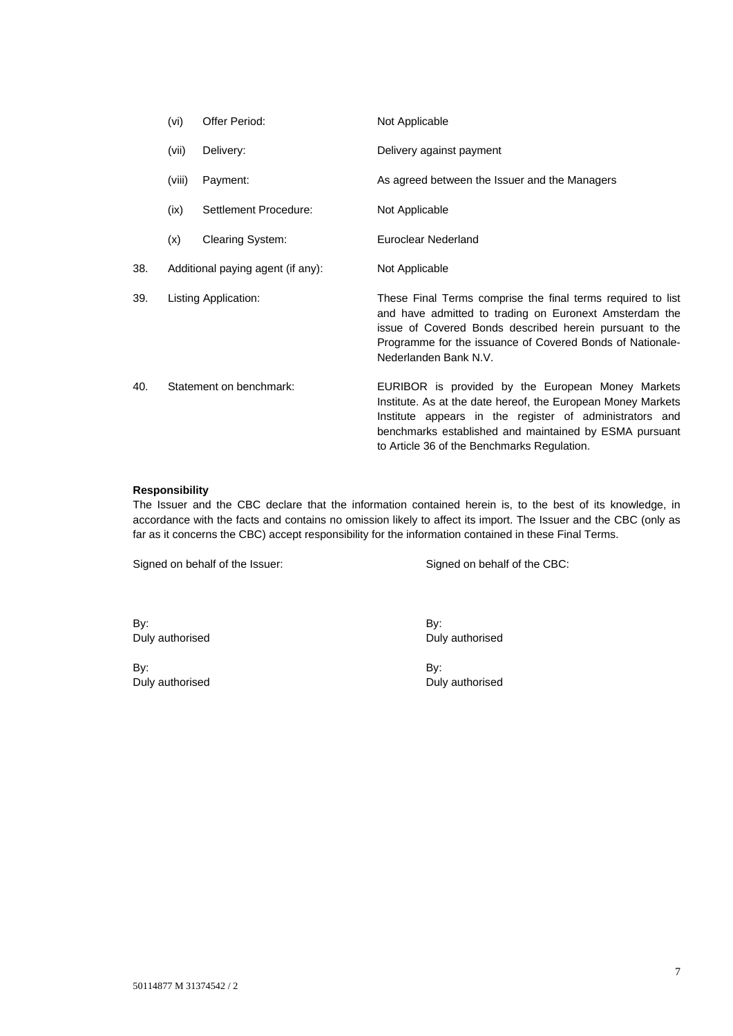| | | | |
|---|---|---|---|
| | (vi) | Offer Period: | Not Applicable |
| | (vii) | Delivery: | Delivery against payment |
| | (viii) | Payment: | As agreed between the Issuer and the Managers |
| | (ix) | Settlement Procedure: | Not Applicable |
| | (x) | Clearing System: | Euroclear Nederland |
| 38. | Additional paying agent (if any): | | Not Applicable |
| 39. | Listing Application: | | These Final Terms comprise the final terms required to list and have admitted to trading on Euronext Amsterdam the issue of Covered Bonds described herein pursuant to the Programme for the issuance of Covered Bonds of Nationale-Nederlanden Bank N.V. |
| 40. | Statement on benchmark: | | EURIBOR is provided by the European Money Markets Institute. As at the date hereof, the European Money Markets Institute appears in the register of administrators and benchmarks established and maintained by ESMA pursuant to Article 36 of the Benchmarks Regulation. |

**Responsibility**

The Issuer and the CBC declare that the information contained herein is, to the best of its knowledge, in accordance with the facts and contains no omission likely to affect its import. The Issuer and the CBC (only as far as it concerns the CBC) accept responsibility for the information contained in these Final Terms.

| Signed on behalf of the Issuer: | Signed on behalf of the CBC: |
|---|---|
| By:<br>Duly authorised | By:<br>Duly authorised |
| By:<br>Duly authorised | By:<br>Duly authorised |

50114877 M 31374542 / 2